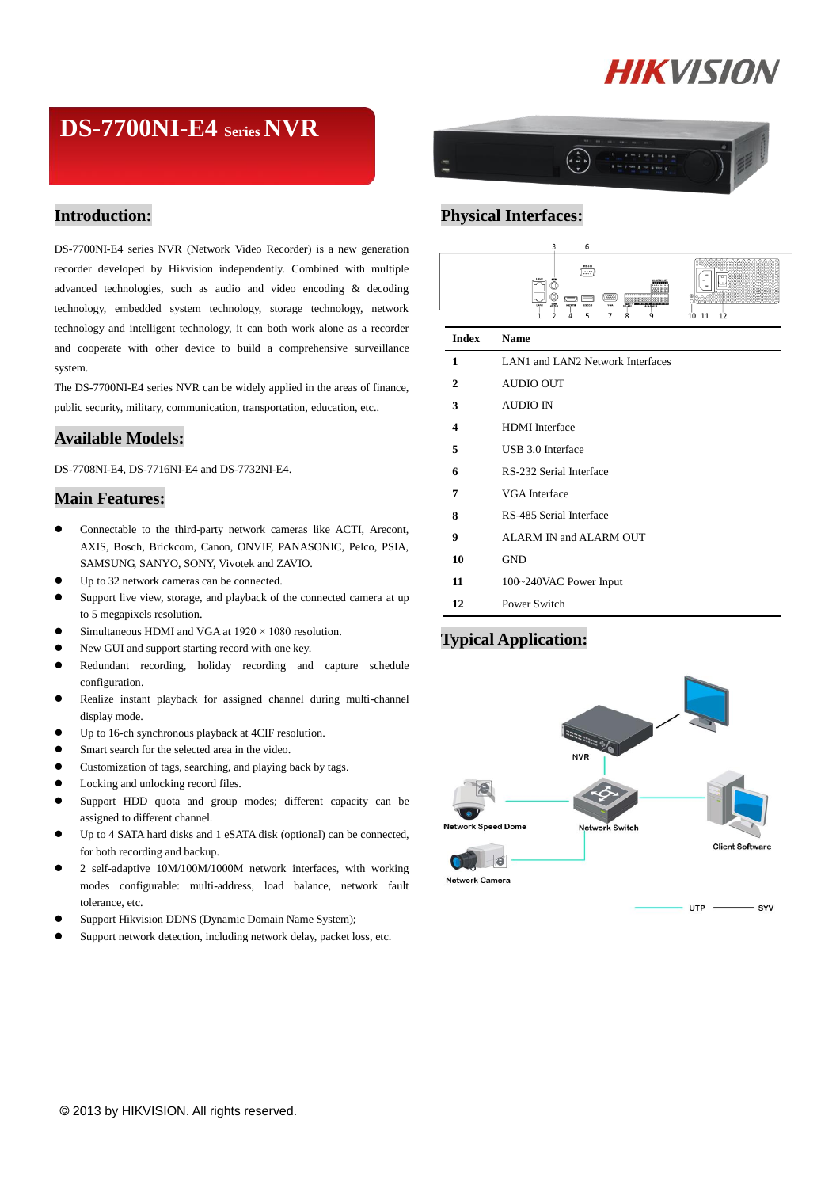# DS-7700NI-E4 Series NVR

## Introduction:

DS-7700NI-E4 series NVR (Network Video Recorder) is a new generation recorder developed by Hikvision independently. Combined with multiple advanced technologies, such as audio and video encoding & decoding technology, embedded system technology, storage technology, network technology and intelligent technology, it can both work alone as a recorder and cooperate with other device to build a comprehensive surveillance system.

The DS-7700NI-E4 series NVR can be widely applied in the areas of finance, public security, military, communication, transportation, education, etc..

## Available Models:

DS-7708NI-E4, DS-7716NI-E4 and DS-7732NI-E4.

## Main Features:

- Connectable to the third-party network cameras like ACTI, Arecont, AXIS, Bosch, Brickcom, Canon, ONVIF, PANASONIC, Pelco, PSIA, SAMSUNG, SANYO, SONY, Vivotek and ZAVIO.
- Up to 32 network cameras can be connected.
- Support live view, storage, and playback of the connected camera at up to 5 megapixels resolution.
- Simultaneous HDMI and VGA at 1920 × 1080 resolution.
- New GUI and support starting record with one key.
- Redundant recording, holiday recording and capture schedule configuration.
- Realize instant playback for assigned channel during multi-channel display mode.
- Up to 16-ch synchronous playback at 4CIF resolution.
- Smart search for the selected area in the video.
- Customization of tags, searching, and playing back by tags.
- Locking and unlocking record files.
- Support HDD quota and group modes; different capacity can be assigned to different channel.
- Up to 4 SATA hard disks and 1 eSATA disk (optional) can be connected, for both recording and backup.
- 2 self-adaptive 10M/100M/1000M network interfaces, with working modes configurable: multi-address, load balance, network fault tolerance, etc.
- Support Hikvision DDNS (Dynamic Domain Name System);
- Support network detection, including network delay, packet loss, etc.

## Physical Interfaces:

| Index | Name |
|---|---|
| 1 | LAN1 and LAN2 Network Interfaces |
| 2 | AUDIO OUT |
| 3 | AUDIO IN |
| 4 | HDMI Interface |
| 5 | USB 3.0 Interface |
| 6 | RS-232 Serial Interface |
| 7 | VGA Interface |
| 8 | RS-485 Serial Interface |
| 9 | ALARM IN and ALARM OUT |
| 10 | GND |
| 11 | 100~240VAC Power Input |
| 12 | Power Switch |

## Typical Application:

NVR

Network Speed Dome

Network Switch

Client Software

Network Camera

UTP SYV

© 2013 by HIKVISION. All rights reserved.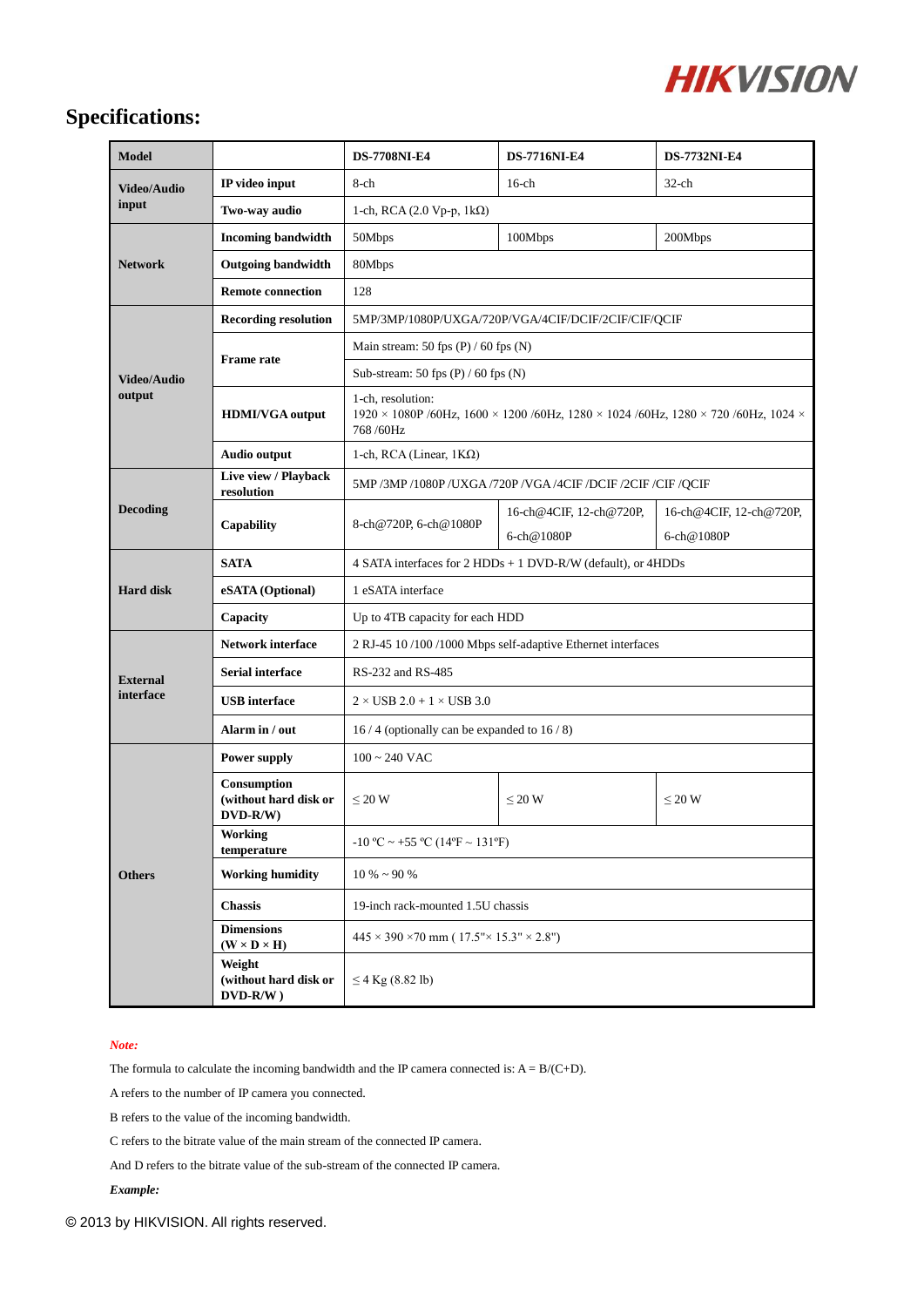## Specifications:

| Model | | DS-7708NI-E4 | DS-7716NI-E4 | DS-7732NI-E4 |
|---|---|---|---|---|
| Video/Audio input | IP video input | 8-ch | 16-ch | 32-ch |
| | Two-way audio | 1-ch, RCA (2.0 Vp-p, 1kΩ) | | |
| Network | Incoming bandwidth | 50Mbps | 100Mbps | 200Mbps |
| | Outgoing bandwidth | 80Mbps | | |
| | Remote connection | 128 | | |
| Video/Audio output | Recording resolution | 5MP/3MP/1080P/UXGA/720P/VGA/4CIF/DCIF/2CIF/CIF/QCIF | | |
| | Frame rate | Main stream: 50 fps (P) / 60 fps (N) | | |
| | | Sub-stream: 50 fps (P) / 60 fps (N) | | |
| | HDMI/VGA output | 1-ch, resolution: 1920 × 1080P /60Hz, 1600 × 1200 /60Hz, 1280 × 1024 /60Hz, 1280 × 720 /60Hz, 1024 × 768 /60Hz | | |
| | Audio output | 1-ch, RCA (Linear, 1KΩ) | | |
| Decoding | Live view / Playback resolution | 5MP /3MP /1080P /UXGA /720P /VGA /4CIF /DCIF /2CIF /CIF /QCIF | | |
| | Capability | 8-ch@720P, 6-ch@1080P | 16-ch@4CIF, 12-ch@720P, 6-ch@1080P | 16-ch@4CIF, 12-ch@720P, 6-ch@1080P |
| Hard disk | SATA | 4 SATA interfaces for 2 HDDs + 1 DVD-R/W (default), or 4HDDs | | |
| | eSATA (Optional) | 1 eSATA interface | | |
| | Capacity | Up to 4TB capacity for each HDD | | |
| External interface | Network interface | 2 RJ-45 10 /100 /1000 Mbps self-adaptive Ethernet interfaces | | |
| | Serial interface | RS-232 and RS-485 | | |
| | USB interface | 2 × USB 2.0 + 1 × USB 3.0 | | |
| | Alarm in / out | 16 / 4 (optionally can be expanded to 16 / 8) | | |
| Others | Power supply | 100 ~ 240 VAC | | |
| | Consumption (without hard disk or DVD-R/W) | ≤ 20 W | ≤ 20 W | ≤ 20 W |
| | Working temperature | -10 ºC ~ +55 ºC (14ºF ~ 131ºF) | | |
| | Working humidity | 10 % ~ 90 % | | |
| | Chassis | 19-inch rack-mounted 1.5U chassis | | |
| | Dimensions (W × D × H) | 445 × 390 ×70 mm ( 17.5"× 15.3" × 2.8") | | |
| | Weight (without hard disk or DVD-R/W ) | ≤ 4 Kg (8.82 lb) | | |

***Note:***

The formula to calculate the incoming bandwidth and the IP camera connected is: $A = B/(C+D)$.

A refers to the number of IP camera you connected.

B refers to the value of the incoming bandwidth.

C refers to the bitrate value of the main stream of the connected IP camera.

And D refers to the bitrate value of the sub-stream of the connected IP camera.

***Example:***

© 2013 by HIKVISION. All rights reserved.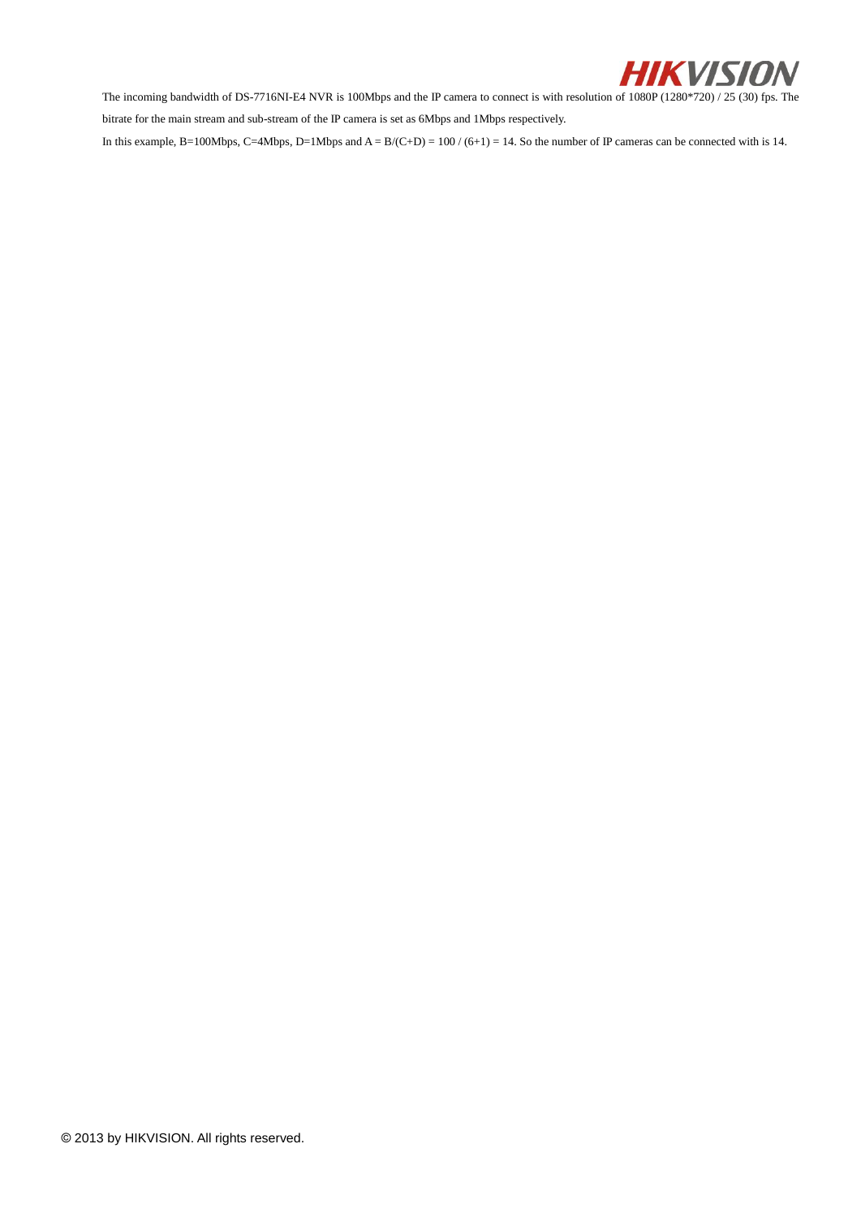The incoming bandwidth of DS-7716NI-E4 NVR is 100Mbps and the IP camera to connect is with resolution of 1080P (1280*720) / 25 (30) fps. The bitrate for the main stream and sub-stream of the IP camera is set as 6Mbps and 1Mbps respectively.

In this example, B=100Mbps, C=4Mbps, D=1Mbps and $A = B/(C+D) = 100 / (6+1) = 14$. So the number of IP cameras can be connected with is 14.